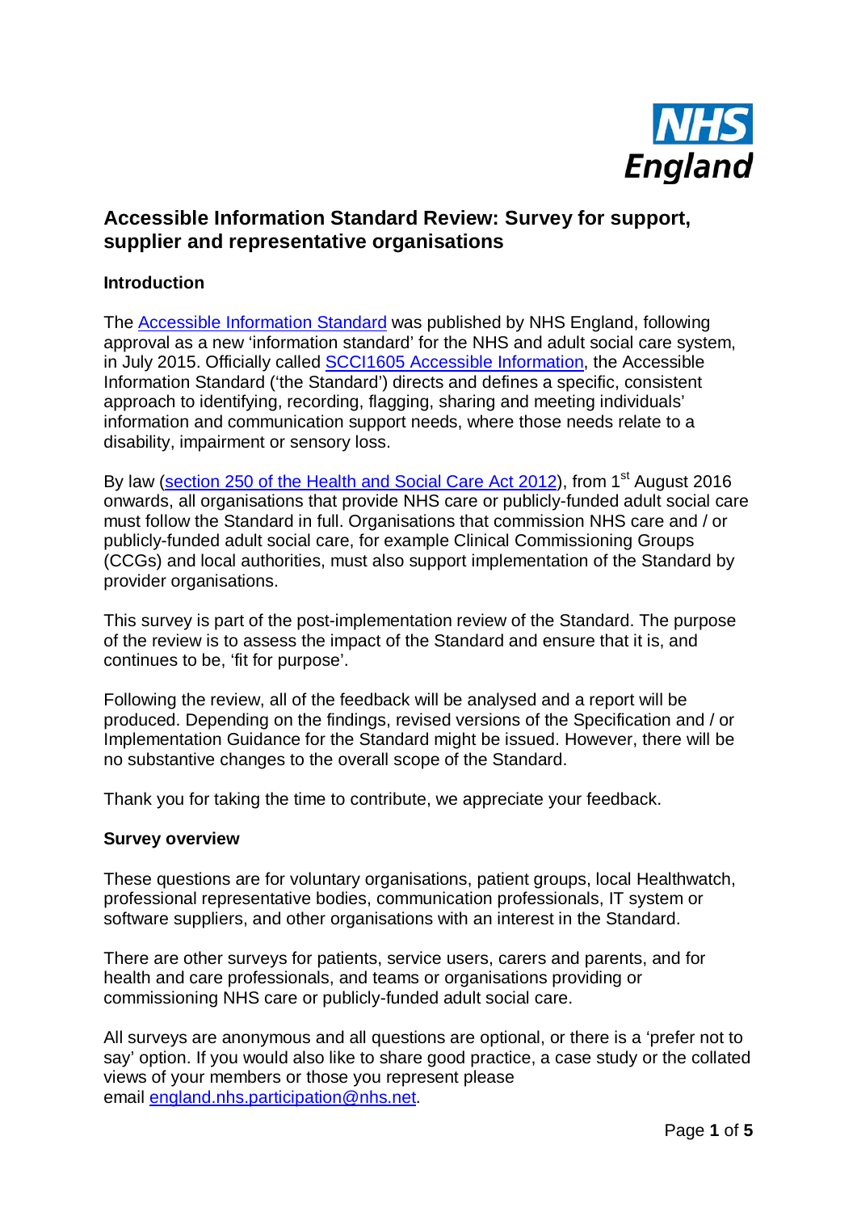NHS England

# Accessible Information Standard Review: Survey for support, supplier and representative organisations

## Introduction

The Accessible Information Standard was published by NHS England, following approval as a new 'information standard' for the NHS and adult social care system, in July 2015. Officially called SCCI1605 Accessible Information, the Accessible Information Standard ('the Standard') directs and defines a specific, consistent approach to identifying, recording, flagging, sharing and meeting individuals' information and communication support needs, where those needs relate to a disability, impairment or sensory loss.

By law (section 250 of the Health and Social Care Act 2012), from 1st August 2016 onwards, all organisations that provide NHS care or publicly-funded adult social care must follow the Standard in full. Organisations that commission NHS care and / or publicly-funded adult social care, for example Clinical Commissioning Groups (CCGs) and local authorities, must also support implementation of the Standard by provider organisations.

This survey is part of the post-implementation review of the Standard. The purpose of the review is to assess the impact of the Standard and ensure that it is, and continues to be, 'fit for purpose'.

Following the review, all of the feedback will be analysed and a report will be produced. Depending on the findings, revised versions of the Specification and / or Implementation Guidance for the Standard might be issued. However, there will be no substantive changes to the overall scope of the Standard.

Thank you for taking the time to contribute, we appreciate your feedback.

## Survey overview

These questions are for voluntary organisations, patient groups, local Healthwatch, professional representative bodies, communication professionals, IT system or software suppliers, and other organisations with an interest in the Standard.

There are other surveys for patients, service users, carers and parents, and for health and care professionals, and teams or organisations providing or commissioning NHS care or publicly-funded adult social care.

All surveys are anonymous and all questions are optional, or there is a 'prefer not to say' option. If you would also like to share good practice, a case study or the collated views of your members or those you represent please email england.nhs.participation@nhs.net.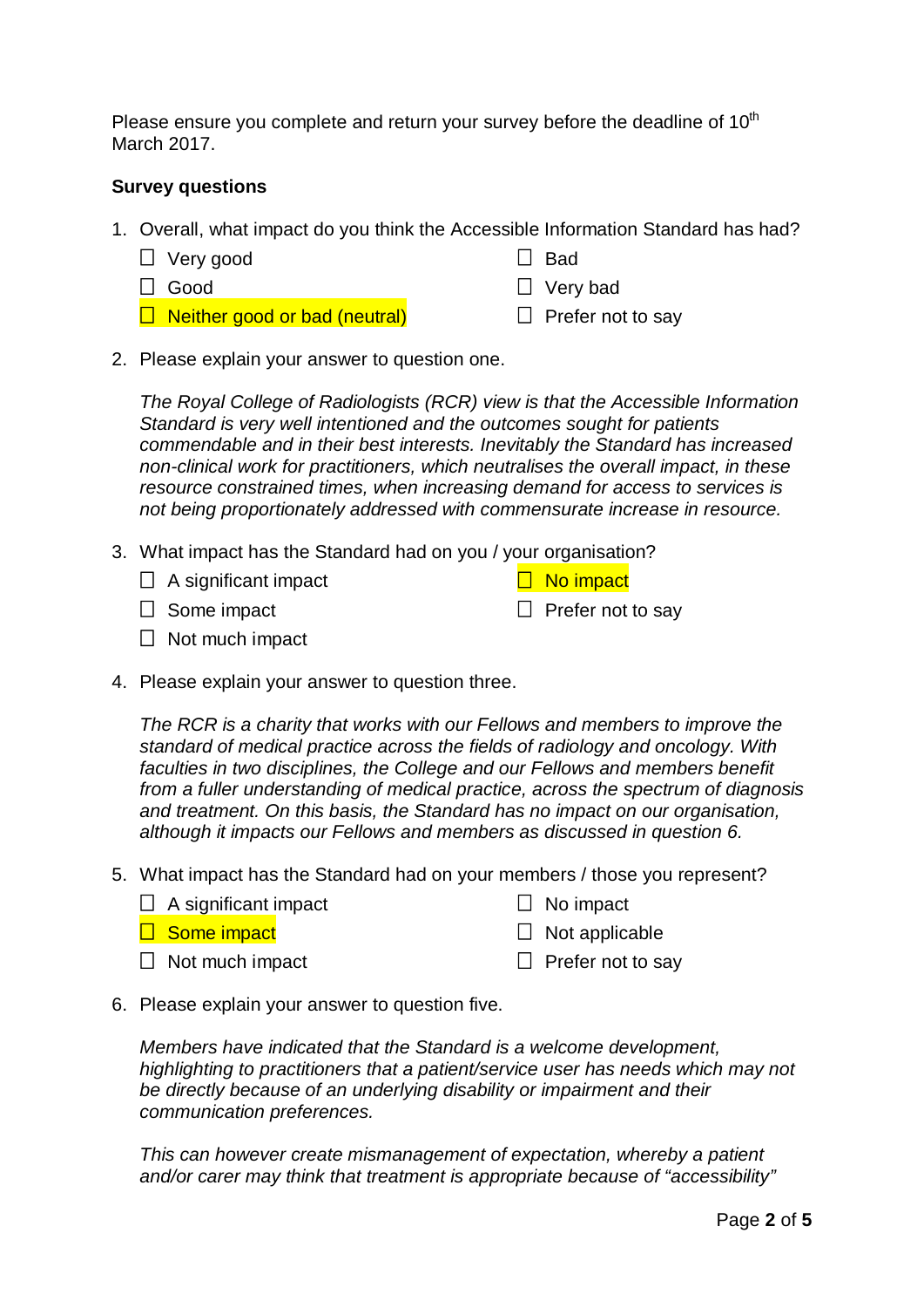Please ensure you complete and return your survey before the deadline of 10th March 2017.

**Survey questions**

1. Overall, what impact do you think the Accessible Information Standard has had?

   ☐ Very good
   ☐ Good
   ☐ Neither good or bad (neutral)
   ☐ Bad
   ☐ Very bad
   ☐ Prefer not to say

2. Please explain your answer to question one.

   *The Royal College of Radiologists (RCR) view is that the Accessible Information Standard is very well intentioned and the outcomes sought for patients commendable and in their best interests. Inevitably the Standard has increased non-clinical work for practitioners, which neutralises the overall impact, in these resource constrained times, when increasing demand for access to services is not being proportionately addressed with commensurate increase in resource.*

3. What impact has the Standard had on you / your organisation?

   ☐ A significant impact
   ☐ Some impact
   ☐ Not much impact
   ☐ No impact
   ☐ Prefer not to say

4. Please explain your answer to question three.

   *The RCR is a charity that works with our Fellows and members to improve the standard of medical practice across the fields of radiology and oncology. With faculties in two disciplines, the College and our Fellows and members benefit from a fuller understanding of medical practice, across the spectrum of diagnosis and treatment. On this basis, the Standard has no impact on our organisation, although it impacts our Fellows and members as discussed in question 6.*

5. What impact has the Standard had on your members / those you represent?

   ☐ A significant impact
   ☐ Some impact
   ☐ Not much impact
   ☐ No impact
   ☐ Not applicable
   ☐ Prefer not to say

6. Please explain your answer to question five.

   *Members have indicated that the Standard is a welcome development, highlighting to practitioners that a patient/service user has needs which may not be directly because of an underlying disability or impairment and their communication preferences.*

   *This can however create mismanagement of expectation, whereby a patient and/or carer may think that treatment is appropriate because of "accessibility"*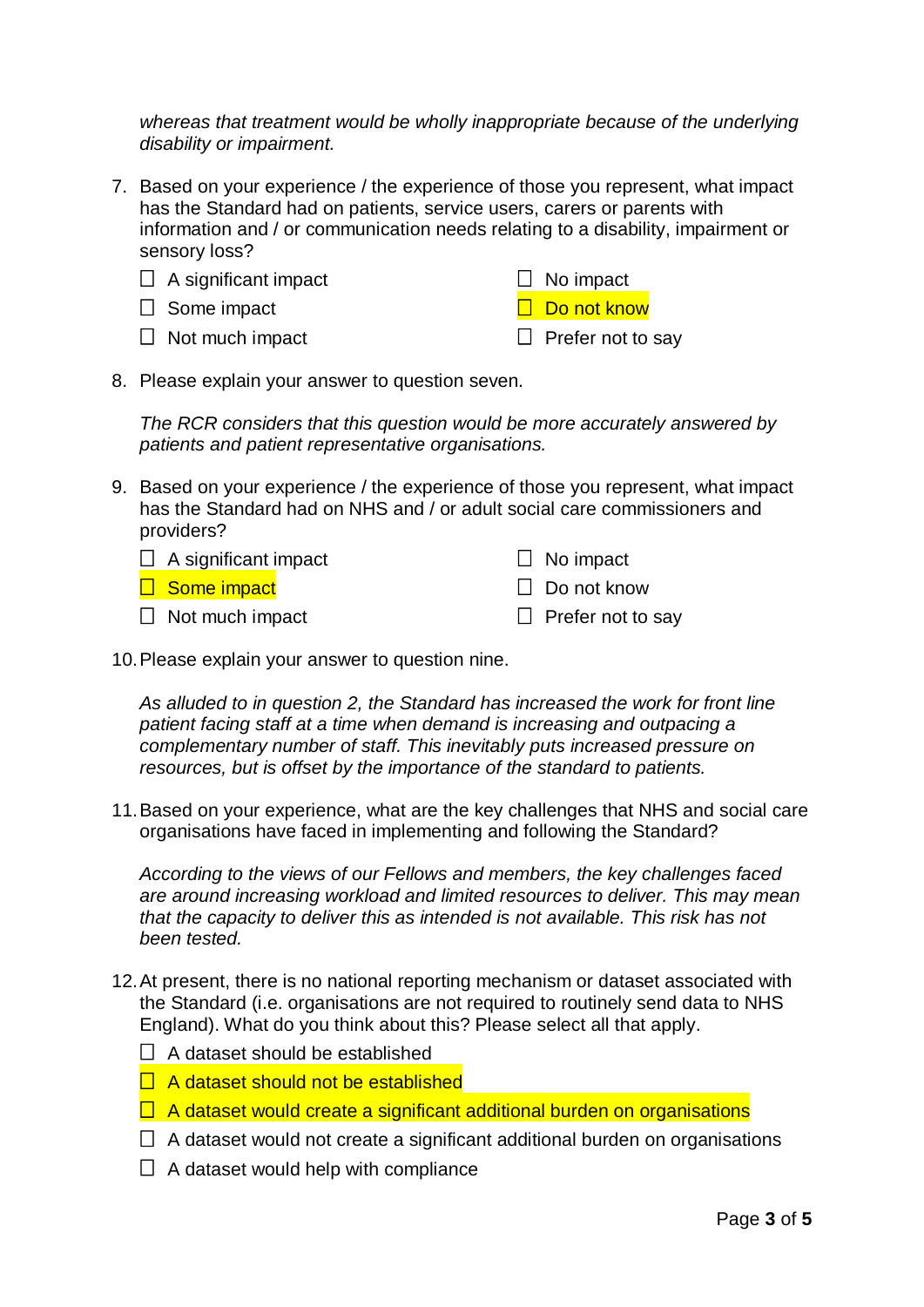*whereas that treatment would be wholly inappropriate because of the underlying disability or impairment.*

7. Based on your experience / the experience of those you represent, what impact has the Standard had on patients, service users, carers or parents with information and / or communication needs relating to a disability, impairment or sensory loss?

   - ☐ A significant impact
   - ☐ Some impact
   - ☐ Not much impact
   - ☐ No impact
   - ☐ **Do not know** (highlighted)
   - ☐ Prefer not to say

8. Please explain your answer to question seven.

   *The RCR considers that this question would be more accurately answered by patients and patient representative organisations.*

9. Based on your experience / the experience of those you represent, what impact has the Standard had on NHS and / or adult social care commissioners and providers?

   - ☐ A significant impact
   - ☐ **Some impact** (highlighted)
   - ☐ Not much impact
   - ☐ No impact
   - ☐ Do not know
   - ☐ Prefer not to say

10. Please explain your answer to question nine.

    *As alluded to in question 2, the Standard has increased the work for front line patient facing staff at a time when demand is increasing and outpacing a complementary number of staff. This inevitably puts increased pressure on resources, but is offset by the importance of the standard to patients.*

11. Based on your experience, what are the key challenges that NHS and social care organisations have faced in implementing and following the Standard?

    *According to the views of our Fellows and members, the key challenges faced are around increasing workload and limited resources to deliver. This may mean that the capacity to deliver this as intended is not available. This risk has not been tested.*

12. At present, there is no national reporting mechanism or dataset associated with the Standard (i.e. organisations are not required to routinely send data to NHS England). What do you think about this? Please select all that apply.

    - ☐ A dataset should be established
    - ☐ **A dataset should not be established** (highlighted)
    - ☐ **A dataset would create a significant additional burden on organisations** (highlighted)
    - ☐ A dataset would not create a significant additional burden on organisations
    - ☐ A dataset would help with compliance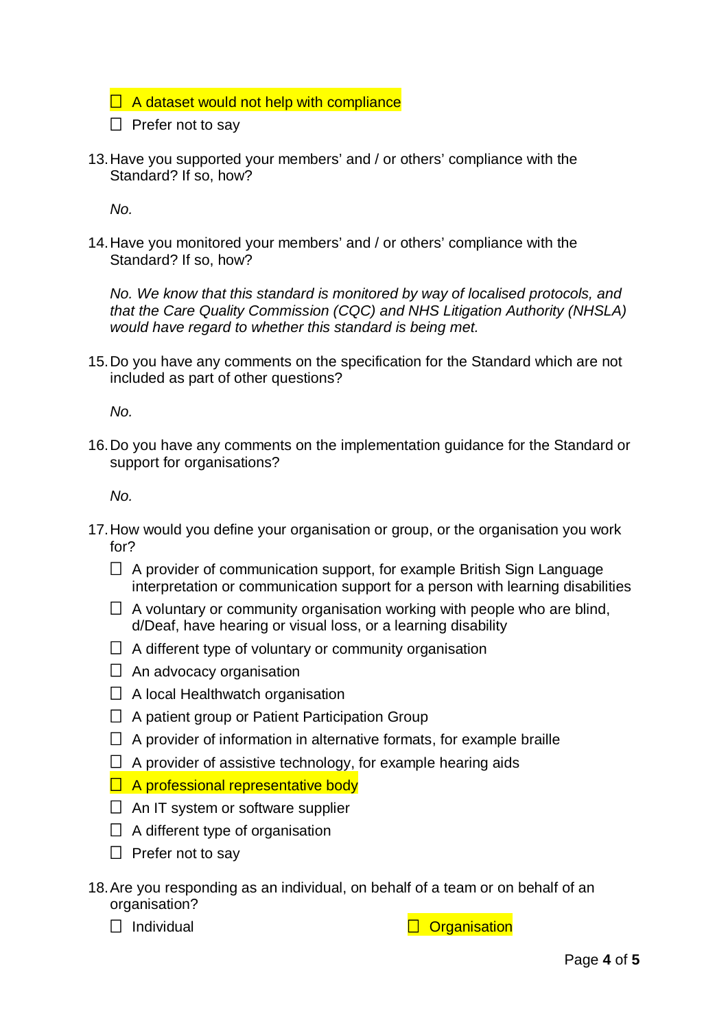- ☐ A dataset would not help with compliance
- ☐ Prefer not to say

13. Have you supported your members' and / or others' compliance with the Standard? If so, how?

    *No.*

14. Have you monitored your members' and / or others' compliance with the Standard? If so, how?

    *No. We know that this standard is monitored by way of localised protocols, and that the Care Quality Commission (CQC) and NHS Litigation Authority (NHSLA) would have regard to whether this standard is being met.*

15. Do you have any comments on the specification for the Standard which are not included as part of other questions?

    *No.*

16. Do you have any comments on the implementation guidance for the Standard or support for organisations?

    *No.*

17. How would you define your organisation or group, or the organisation you work for?

    - ☐ A provider of communication support, for example British Sign Language interpretation or communication support for a person with learning disabilities
    - ☐ A voluntary or community organisation working with people who are blind, d/Deaf, have hearing or visual loss, or a learning disability
    - ☐ A different type of voluntary or community organisation
    - ☐ An advocacy organisation
    - ☐ A local Healthwatch organisation
    - ☐ A patient group or Patient Participation Group
    - ☐ A provider of information in alternative formats, for example braille
    - ☐ A provider of assistive technology, for example hearing aids
    - ☐ A professional representative body
    - ☐ An IT system or software supplier
    - ☐ A different type of organisation
    - ☐ Prefer not to say

18. Are you responding as an individual, on behalf of a team or on behalf of an organisation?

    ☐ Individual ☐ Organisation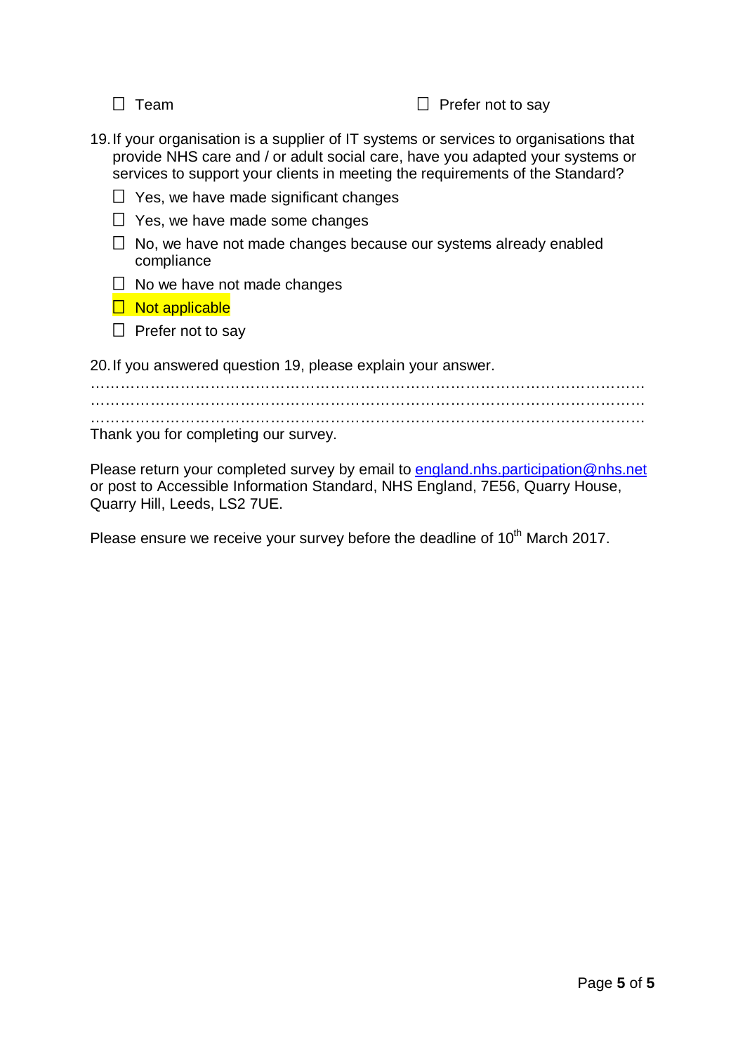☐ Team ☐ Prefer not to say

19. If your organisation is a supplier of IT systems or services to organisations that provide NHS care and / or adult social care, have you adapted your systems or services to support your clients in meeting the requirements of the Standard?

☐ Yes, we have made significant changes

☐ Yes, we have made some changes

☐ No, we have not made changes because our systems already enabled compliance

☐ No we have not made changes

☐ Not applicable

☐ Prefer not to say

20. If you answered question 19, please explain your answer.

……………………………………………………………………………………………………
……………………………………………………………………………………………………
……………………………………………………………………………………………………

Thank you for completing our survey.

Please return your completed survey by email to england.nhs.participation@nhs.net or post to Accessible Information Standard, NHS England, 7E56, Quarry House, Quarry Hill, Leeds, LS2 7UE.

Please ensure we receive your survey before the deadline of 10th March 2017.